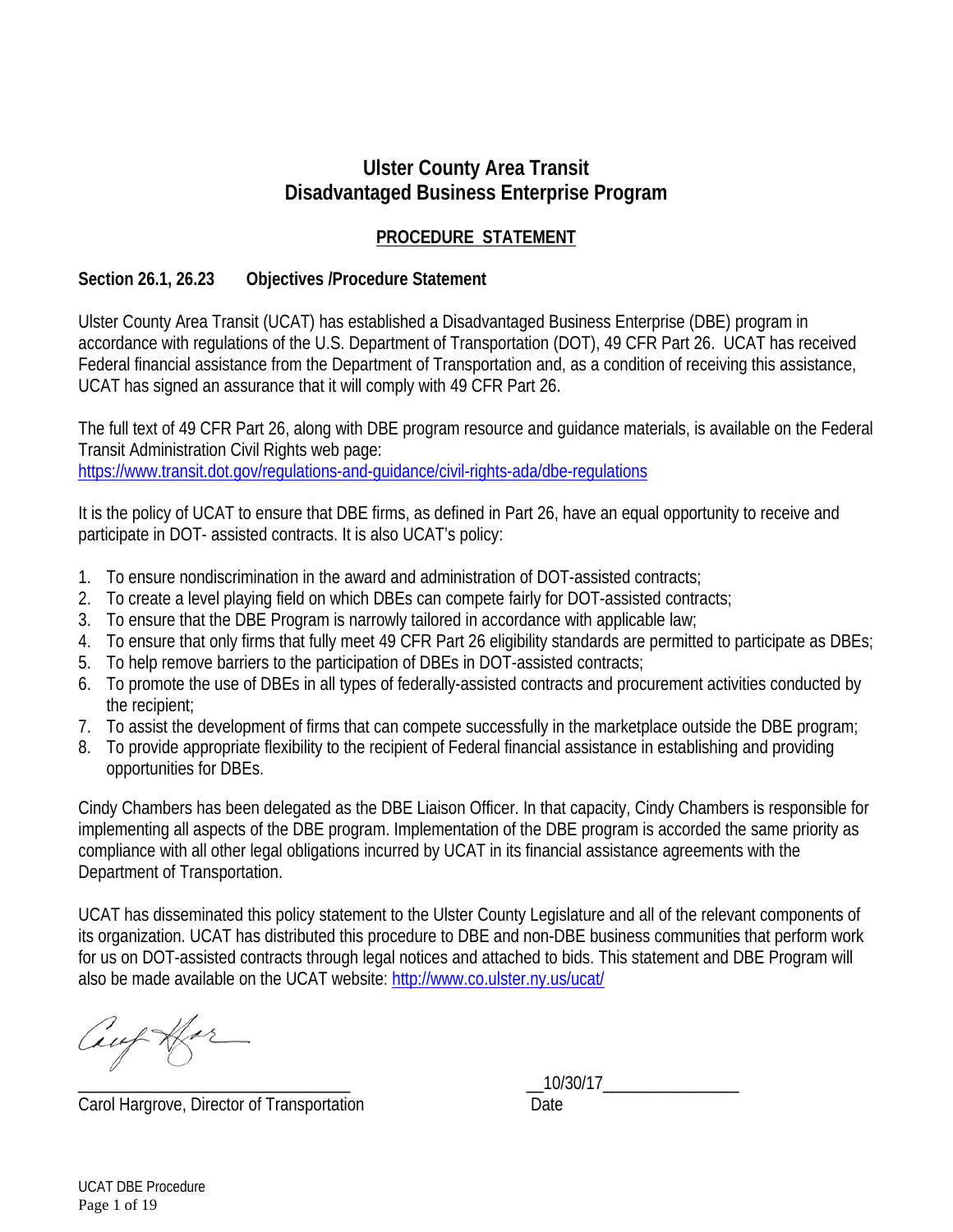# Ulster County Area Transit
# Disadvantaged Business Enterprise Program

## PROCEDURE STATEMENT

### Section 26.1, 26.23 Objectives /Procedure Statement

Ulster County Area Transit (UCAT) has established a Disadvantaged Business Enterprise (DBE) program in accordance with regulations of the U.S. Department of Transportation (DOT), 49 CFR Part 26. UCAT has received Federal financial assistance from the Department of Transportation and, as a condition of receiving this assistance, UCAT has signed an assurance that it will comply with 49 CFR Part 26.

The full text of 49 CFR Part 26, along with DBE program resource and guidance materials, is available on the Federal Transit Administration Civil Rights web page:
https://www.transit.dot.gov/regulations-and-guidance/civil-rights-ada/dbe-regulations

It is the policy of UCAT to ensure that DBE firms, as defined in Part 26, have an equal opportunity to receive and participate in DOT- assisted contracts. It is also UCAT's policy:

1. To ensure nondiscrimination in the award and administration of DOT-assisted contracts;
2. To create a level playing field on which DBEs can compete fairly for DOT-assisted contracts;
3. To ensure that the DBE Program is narrowly tailored in accordance with applicable law;
4. To ensure that only firms that fully meet 49 CFR Part 26 eligibility standards are permitted to participate as DBEs;
5. To help remove barriers to the participation of DBEs in DOT-assisted contracts;
6. To promote the use of DBEs in all types of federally-assisted contracts and procurement activities conducted by the recipient;
7. To assist the development of firms that can compete successfully in the marketplace outside the DBE program;
8. To provide appropriate flexibility to the recipient of Federal financial assistance in establishing and providing opportunities for DBEs.

Cindy Chambers has been delegated as the DBE Liaison Officer. In that capacity, Cindy Chambers is responsible for implementing all aspects of the DBE program. Implementation of the DBE program is accorded the same priority as compliance with all other legal obligations incurred by UCAT in its financial assistance agreements with the Department of Transportation.

UCAT has disseminated this policy statement to the Ulster County Legislature and all of the relevant components of its organization. UCAT has distributed this procedure to DBE and non-DBE business communities that perform work for us on DOT-assisted contracts through legal notices and attached to bids. This statement and DBE Program will also be made available on the UCAT website: http://www.co.ulster.ny.us/ucat/

_______________________________ __10/30/17________________

Carol Hargrove, Director of Transportation Date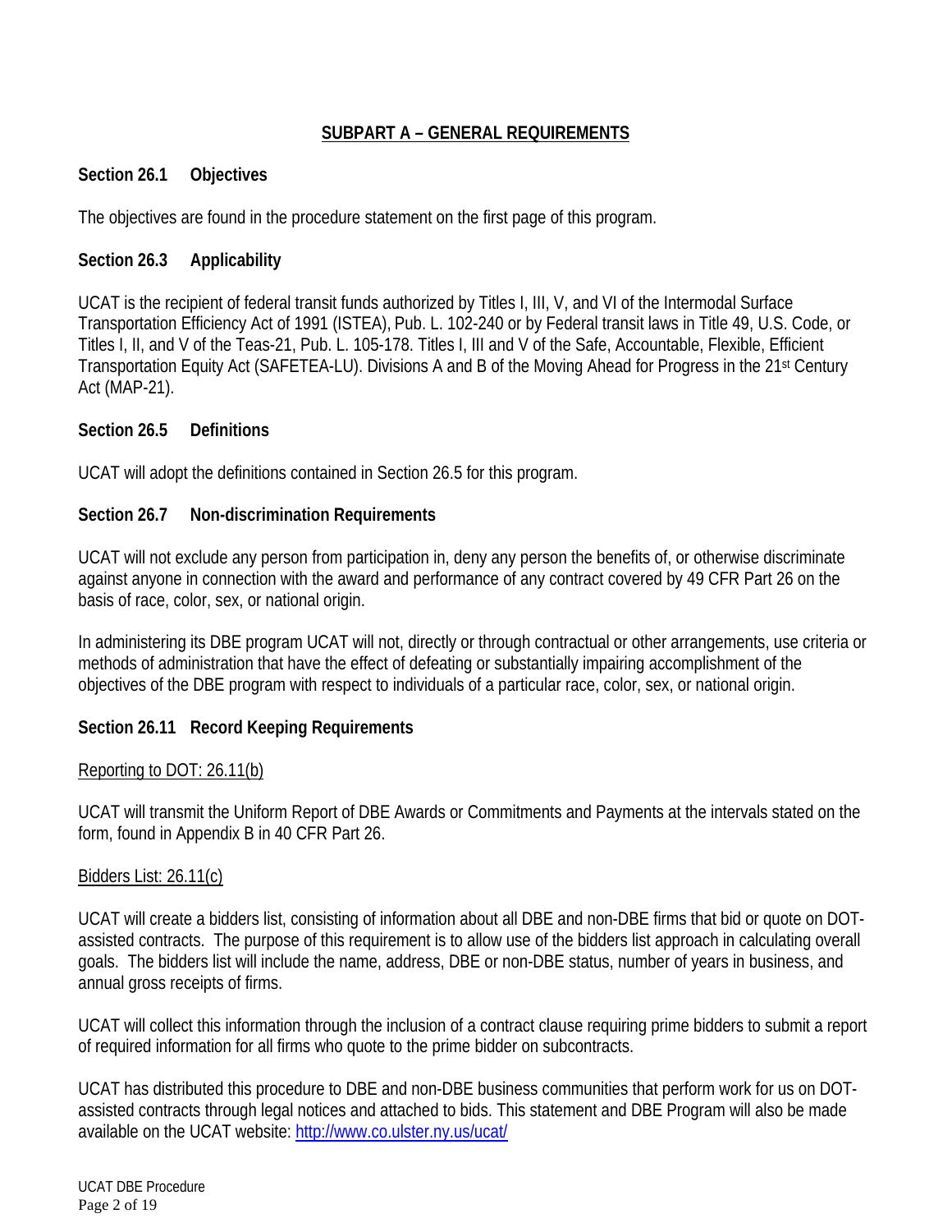## SUBPART A – GENERAL REQUIREMENTS

### Section 26.1 Objectives

The objectives are found in the procedure statement on the first page of this program.

### Section 26.3 Applicability

UCAT is the recipient of federal transit funds authorized by Titles I, III, V, and VI of the Intermodal Surface Transportation Efficiency Act of 1991 (ISTEA), Pub. L. 102-240 or by Federal transit laws in Title 49, U.S. Code, or Titles I, II, and V of the Teas-21, Pub. L. 105-178. Titles I, III and V of the Safe, Accountable, Flexible, Efficient Transportation Equity Act (SAFETEA-LU). Divisions A and B of the Moving Ahead for Progress in the 21st Century Act (MAP-21).

### Section 26.5 Definitions

UCAT will adopt the definitions contained in Section 26.5 for this program.

### Section 26.7 Non-discrimination Requirements

UCAT will not exclude any person from participation in, deny any person the benefits of, or otherwise discriminate against anyone in connection with the award and performance of any contract covered by 49 CFR Part 26 on the basis of race, color, sex, or national origin.

In administering its DBE program UCAT will not, directly or through contractual or other arrangements, use criteria or methods of administration that have the effect of defeating or substantially impairing accomplishment of the objectives of the DBE program with respect to individuals of a particular race, color, sex, or national origin.

### Section 26.11 Record Keeping Requirements

Reporting to DOT: 26.11(b)

UCAT will transmit the Uniform Report of DBE Awards or Commitments and Payments at the intervals stated on the form, found in Appendix B in 40 CFR Part 26.

Bidders List: 26.11(c)

UCAT will create a bidders list, consisting of information about all DBE and non-DBE firms that bid or quote on DOT-assisted contracts. The purpose of this requirement is to allow use of the bidders list approach in calculating overall goals. The bidders list will include the name, address, DBE or non-DBE status, number of years in business, and annual gross receipts of firms.

UCAT will collect this information through the inclusion of a contract clause requiring prime bidders to submit a report of required information for all firms who quote to the prime bidder on subcontracts.

UCAT has distributed this procedure to DBE and non-DBE business communities that perform work for us on DOT-assisted contracts through legal notices and attached to bids. This statement and DBE Program will also be made available on the UCAT website: http://www.co.ulster.ny.us/ucat/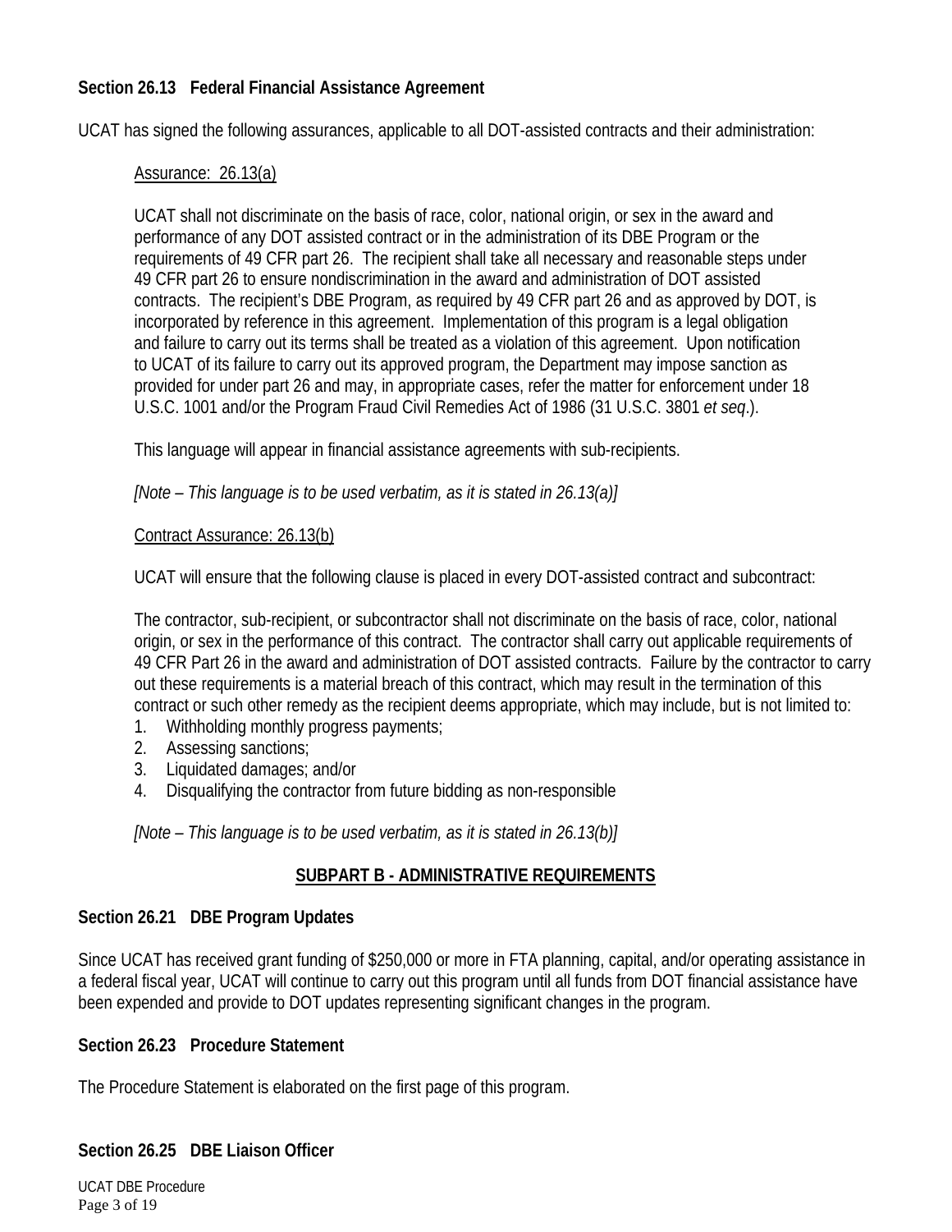**Section 26.13 Federal Financial Assistance Agreement**

UCAT has signed the following assurances, applicable to all DOT-assisted contracts and their administration:

Assurance: 26.13(a)

UCAT shall not discriminate on the basis of race, color, national origin, or sex in the award and performance of any DOT assisted contract or in the administration of its DBE Program or the requirements of 49 CFR part 26. The recipient shall take all necessary and reasonable steps under 49 CFR part 26 to ensure nondiscrimination in the award and administration of DOT assisted contracts. The recipient's DBE Program, as required by 49 CFR part 26 and as approved by DOT, is incorporated by reference in this agreement. Implementation of this program is a legal obligation and failure to carry out its terms shall be treated as a violation of this agreement. Upon notification to UCAT of its failure to carry out its approved program, the Department may impose sanction as provided for under part 26 and may, in appropriate cases, refer the matter for enforcement under 18 U.S.C. 1001 and/or the Program Fraud Civil Remedies Act of 1986 (31 U.S.C. 3801 *et seq*.).

This language will appear in financial assistance agreements with sub-recipients.

*[Note – This language is to be used verbatim, as it is stated in 26.13(a)]*

Contract Assurance: 26.13(b)

UCAT will ensure that the following clause is placed in every DOT-assisted contract and subcontract:

The contractor, sub-recipient, or subcontractor shall not discriminate on the basis of race, color, national origin, or sex in the performance of this contract. The contractor shall carry out applicable requirements of 49 CFR Part 26 in the award and administration of DOT assisted contracts. Failure by the contractor to carry out these requirements is a material breach of this contract, which may result in the termination of this contract or such other remedy as the recipient deems appropriate, which may include, but is not limited to:

1. Withholding monthly progress payments;
2. Assessing sanctions;
3. Liquidated damages; and/or
4. Disqualifying the contractor from future bidding as non-responsible

*[Note – This language is to be used verbatim, as it is stated in 26.13(b)]*

## SUBPART B - ADMINISTRATIVE REQUIREMENTS

**Section 26.21 DBE Program Updates**

Since UCAT has received grant funding of $250,000 or more in FTA planning, capital, and/or operating assistance in a federal fiscal year, UCAT will continue to carry out this program until all funds from DOT financial assistance have been expended and provide to DOT updates representing significant changes in the program.

**Section 26.23 Procedure Statement**

The Procedure Statement is elaborated on the first page of this program.

**Section 26.25 DBE Liaison Officer**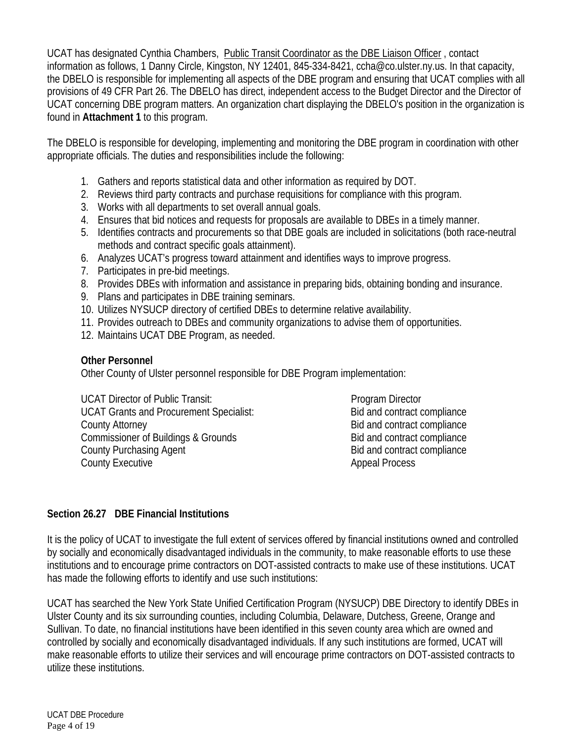UCAT has designated Cynthia Chambers, Public Transit Coordinator as the DBE Liaison Officer , contact information as follows, 1 Danny Circle, Kingston, NY 12401, 845-334-8421, ccha@co.ulster.ny.us. In that capacity, the DBELO is responsible for implementing all aspects of the DBE program and ensuring that UCAT complies with all provisions of 49 CFR Part 26. The DBELO has direct, independent access to the Budget Director and the Director of UCAT concerning DBE program matters. An organization chart displaying the DBELO's position in the organization is found in **Attachment 1** to this program.

The DBELO is responsible for developing, implementing and monitoring the DBE program in coordination with other appropriate officials. The duties and responsibilities include the following:

1. Gathers and reports statistical data and other information as required by DOT.
2. Reviews third party contracts and purchase requisitions for compliance with this program.
3. Works with all departments to set overall annual goals.
4. Ensures that bid notices and requests for proposals are available to DBEs in a timely manner.
5. Identifies contracts and procurements so that DBE goals are included in solicitations (both race-neutral methods and contract specific goals attainment).
6. Analyzes UCAT's progress toward attainment and identifies ways to improve progress.
7. Participates in pre-bid meetings.
8. Provides DBEs with information and assistance in preparing bids, obtaining bonding and insurance.
9. Plans and participates in DBE training seminars.
10. Utilizes NYSUCP directory of certified DBEs to determine relative availability.
11. Provides outreach to DBEs and community organizations to advise them of opportunities.
12. Maintains UCAT DBE Program, as needed.

**Other Personnel**

Other County of Ulster personnel responsible for DBE Program implementation:

| | |
|---|---|
| UCAT Director of Public Transit: | Program Director |
| UCAT Grants and Procurement Specialist: | Bid and contract compliance |
| County Attorney | Bid and contract compliance |
| Commissioner of Buildings & Grounds | Bid and contract compliance |
| County Purchasing Agent | Bid and contract compliance |
| County Executive | Appeal Process |

**Section 26.27 DBE Financial Institutions**

It is the policy of UCAT to investigate the full extent of services offered by financial institutions owned and controlled by socially and economically disadvantaged individuals in the community, to make reasonable efforts to use these institutions and to encourage prime contractors on DOT-assisted contracts to make use of these institutions. UCAT has made the following efforts to identify and use such institutions:

UCAT has searched the New York State Unified Certification Program (NYSUCP) DBE Directory to identify DBEs in Ulster County and its six surrounding counties, including Columbia, Delaware, Dutchess, Greene, Orange and Sullivan. To date, no financial institutions have been identified in this seven county area which are owned and controlled by socially and economically disadvantaged individuals. If any such institutions are formed, UCAT will make reasonable efforts to utilize their services and will encourage prime contractors on DOT-assisted contracts to utilize these institutions.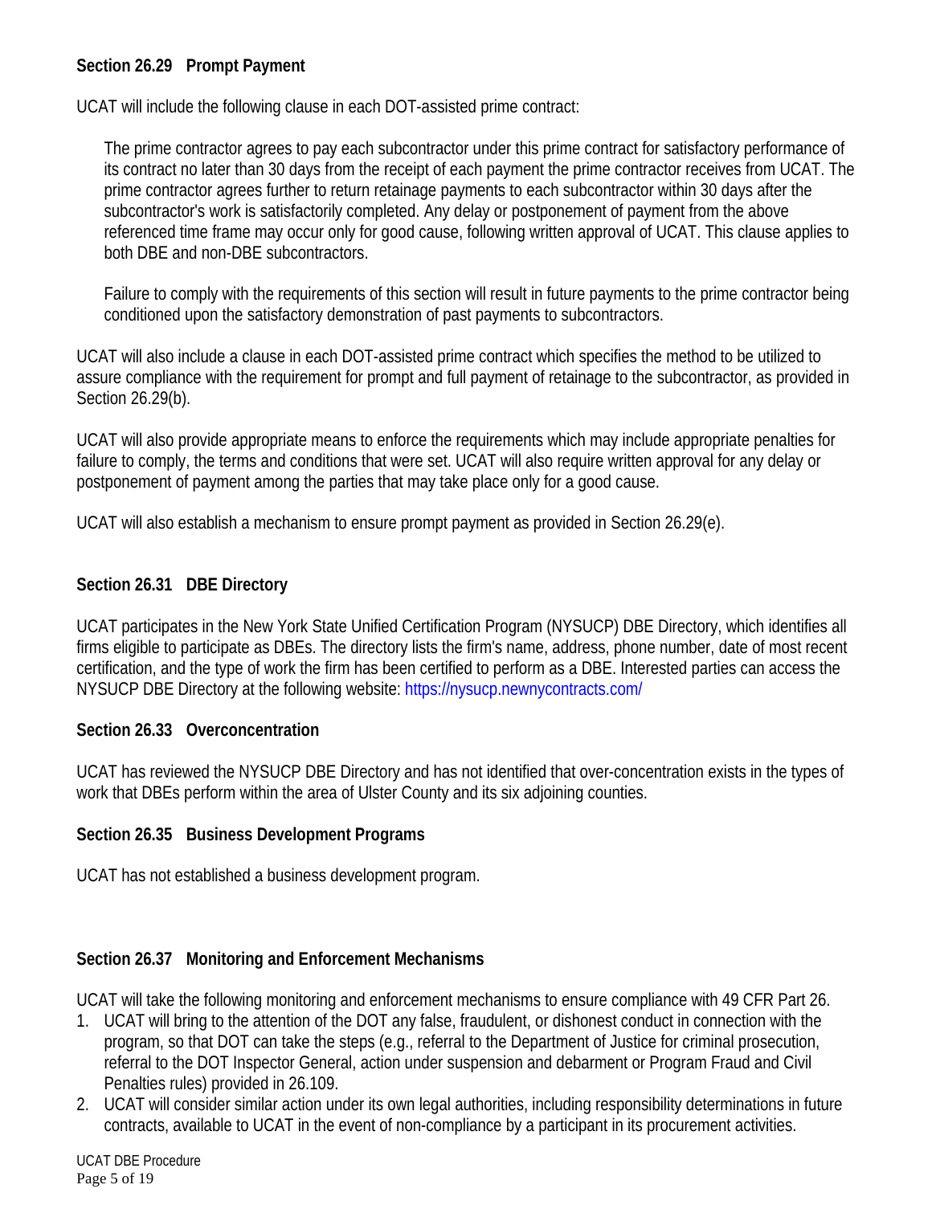### Section 26.29 Prompt Payment

UCAT will include the following clause in each DOT-assisted prime contract:

> The prime contractor agrees to pay each subcontractor under this prime contract for satisfactory performance of its contract no later than 30 days from the receipt of each payment the prime contractor receives from UCAT. The prime contractor agrees further to return retainage payments to each subcontractor within 30 days after the subcontractor's work is satisfactorily completed. Any delay or postponement of payment from the above referenced time frame may occur only for good cause, following written approval of UCAT. This clause applies to both DBE and non-DBE subcontractors.
>
> Failure to comply with the requirements of this section will result in future payments to the prime contractor being conditioned upon the satisfactory demonstration of past payments to subcontractors.

UCAT will also include a clause in each DOT-assisted prime contract which specifies the method to be utilized to assure compliance with the requirement for prompt and full payment of retainage to the subcontractor, as provided in Section 26.29(b).

UCAT will also provide appropriate means to enforce the requirements which may include appropriate penalties for failure to comply, the terms and conditions that were set. UCAT will also require written approval for any delay or postponement of payment among the parties that may take place only for a good cause.

UCAT will also establish a mechanism to ensure prompt payment as provided in Section 26.29(e).

### Section 26.31 DBE Directory

UCAT participates in the New York State Unified Certification Program (NYSUCP) DBE Directory, which identifies all firms eligible to participate as DBEs. The directory lists the firm's name, address, phone number, date of most recent certification, and the type of work the firm has been certified to perform as a DBE. Interested parties can access the NYSUCP DBE Directory at the following website: https://nysucp.newnycontracts.com/

### Section 26.33 Overconcentration

UCAT has reviewed the NYSUCP DBE Directory and has not identified that over-concentration exists in the types of work that DBEs perform within the area of Ulster County and its six adjoining counties.

### Section 26.35 Business Development Programs

UCAT has not established a business development program.

### Section 26.37 Monitoring and Enforcement Mechanisms

UCAT will take the following monitoring and enforcement mechanisms to ensure compliance with 49 CFR Part 26.

1. UCAT will bring to the attention of the DOT any false, fraudulent, or dishonest conduct in connection with the program, so that DOT can take the steps (e.g., referral to the Department of Justice for criminal prosecution, referral to the DOT Inspector General, action under suspension and debarment or Program Fraud and Civil Penalties rules) provided in 26.109.
2. UCAT will consider similar action under its own legal authorities, including responsibility determinations in future contracts, available to UCAT in the event of non-compliance by a participant in its procurement activities.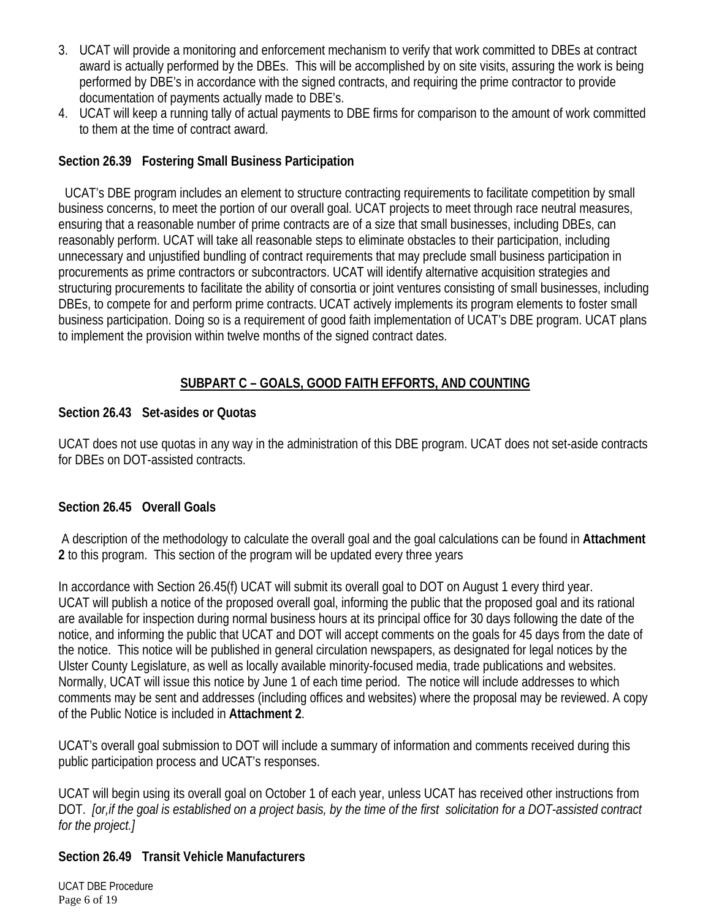3. UCAT will provide a monitoring and enforcement mechanism to verify that work committed to DBEs at contract award is actually performed by the DBEs. This will be accomplished by on site visits, assuring the work is being performed by DBE's in accordance with the signed contracts, and requiring the prime contractor to provide documentation of payments actually made to DBE's.
4. UCAT will keep a running tally of actual payments to DBE firms for comparison to the amount of work committed to them at the time of contract award.

**Section 26.39 Fostering Small Business Participation**

UCAT's DBE program includes an element to structure contracting requirements to facilitate competition by small business concerns, to meet the portion of our overall goal. UCAT projects to meet through race neutral measures, ensuring that a reasonable number of prime contracts are of a size that small businesses, including DBEs, can reasonably perform. UCAT will take all reasonable steps to eliminate obstacles to their participation, including unnecessary and unjustified bundling of contract requirements that may preclude small business participation in procurements as prime contractors or subcontractors. UCAT will identify alternative acquisition strategies and structuring procurements to facilitate the ability of consortia or joint ventures consisting of small businesses, including DBEs, to compete for and perform prime contracts. UCAT actively implements its program elements to foster small business participation. Doing so is a requirement of good faith implementation of UCAT's DBE program. UCAT plans to implement the provision within twelve months of the signed contract dates.

## SUBPART C – GOALS, GOOD FAITH EFFORTS, AND COUNTING

**Section 26.43 Set-asides or Quotas**

UCAT does not use quotas in any way in the administration of this DBE program. UCAT does not set-aside contracts for DBEs on DOT-assisted contracts.

**Section 26.45 Overall Goals**

A description of the methodology to calculate the overall goal and the goal calculations can be found in **Attachment 2** to this program. This section of the program will be updated every three years

In accordance with Section 26.45(f) UCAT will submit its overall goal to DOT on August 1 every third year. UCAT will publish a notice of the proposed overall goal, informing the public that the proposed goal and its rational are available for inspection during normal business hours at its principal office for 30 days following the date of the notice, and informing the public that UCAT and DOT will accept comments on the goals for 45 days from the date of the notice. This notice will be published in general circulation newspapers, as designated for legal notices by the Ulster County Legislature, as well as locally available minority-focused media, trade publications and websites. Normally, UCAT will issue this notice by June 1 of each time period. The notice will include addresses to which comments may be sent and addresses (including offices and websites) where the proposal may be reviewed. A copy of the Public Notice is included in **Attachment 2**.

UCAT's overall goal submission to DOT will include a summary of information and comments received during this public participation process and UCAT's responses.

UCAT will begin using its overall goal on October 1 of each year, unless UCAT has received other instructions from DOT. *[or,if the goal is established on a project basis, by the time of the first solicitation for a DOT-assisted contract for the project.]*

**Section 26.49 Transit Vehicle Manufacturers**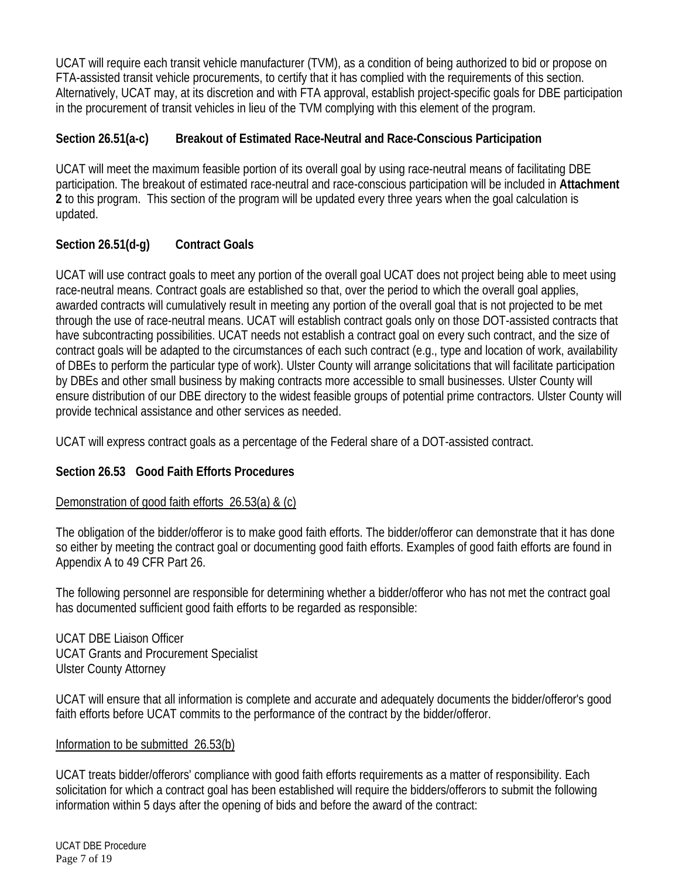UCAT will require each transit vehicle manufacturer (TVM), as a condition of being authorized to bid or propose on FTA-assisted transit vehicle procurements, to certify that it has complied with the requirements of this section. Alternatively, UCAT may, at its discretion and with FTA approval, establish project-specific goals for DBE participation in the procurement of transit vehicles in lieu of the TVM complying with this element of the program.

### Section 26.51(a-c) Breakout of Estimated Race-Neutral and Race-Conscious Participation

UCAT will meet the maximum feasible portion of its overall goal by using race-neutral means of facilitating DBE participation. The breakout of estimated race-neutral and race-conscious participation will be included in **Attachment 2** to this program. This section of the program will be updated every three years when the goal calculation is updated.

### Section 26.51(d-g) Contract Goals

UCAT will use contract goals to meet any portion of the overall goal UCAT does not project being able to meet using race-neutral means. Contract goals are established so that, over the period to which the overall goal applies, awarded contracts will cumulatively result in meeting any portion of the overall goal that is not projected to be met through the use of race-neutral means. UCAT will establish contract goals only on those DOT-assisted contracts that have subcontracting possibilities. UCAT needs not establish a contract goal on every such contract, and the size of contract goals will be adapted to the circumstances of each such contract (e.g., type and location of work, availability of DBEs to perform the particular type of work). Ulster County will arrange solicitations that will facilitate participation by DBEs and other small business by making contracts more accessible to small businesses. Ulster County will ensure distribution of our DBE directory to the widest feasible groups of potential prime contractors. Ulster County will provide technical assistance and other services as needed.

UCAT will express contract goals as a percentage of the Federal share of a DOT-assisted contract.

### Section 26.53 Good Faith Efforts Procedures

<u>Demonstration of good faith efforts 26.53(a) & (c)</u>

The obligation of the bidder/offeror is to make good faith efforts. The bidder/offeror can demonstrate that it has done so either by meeting the contract goal or documenting good faith efforts. Examples of good faith efforts are found in Appendix A to 49 CFR Part 26.

The following personnel are responsible for determining whether a bidder/offeror who has not met the contract goal has documented sufficient good faith efforts to be regarded as responsible:

UCAT DBE Liaison Officer
UCAT Grants and Procurement Specialist
Ulster County Attorney

UCAT will ensure that all information is complete and accurate and adequately documents the bidder/offeror's good faith efforts before UCAT commits to the performance of the contract by the bidder/offeror.

<u>Information to be submitted 26.53(b)</u>

UCAT treats bidder/offerors' compliance with good faith efforts requirements as a matter of responsibility. Each solicitation for which a contract goal has been established will require the bidders/offerors to submit the following information within 5 days after the opening of bids and before the award of the contract: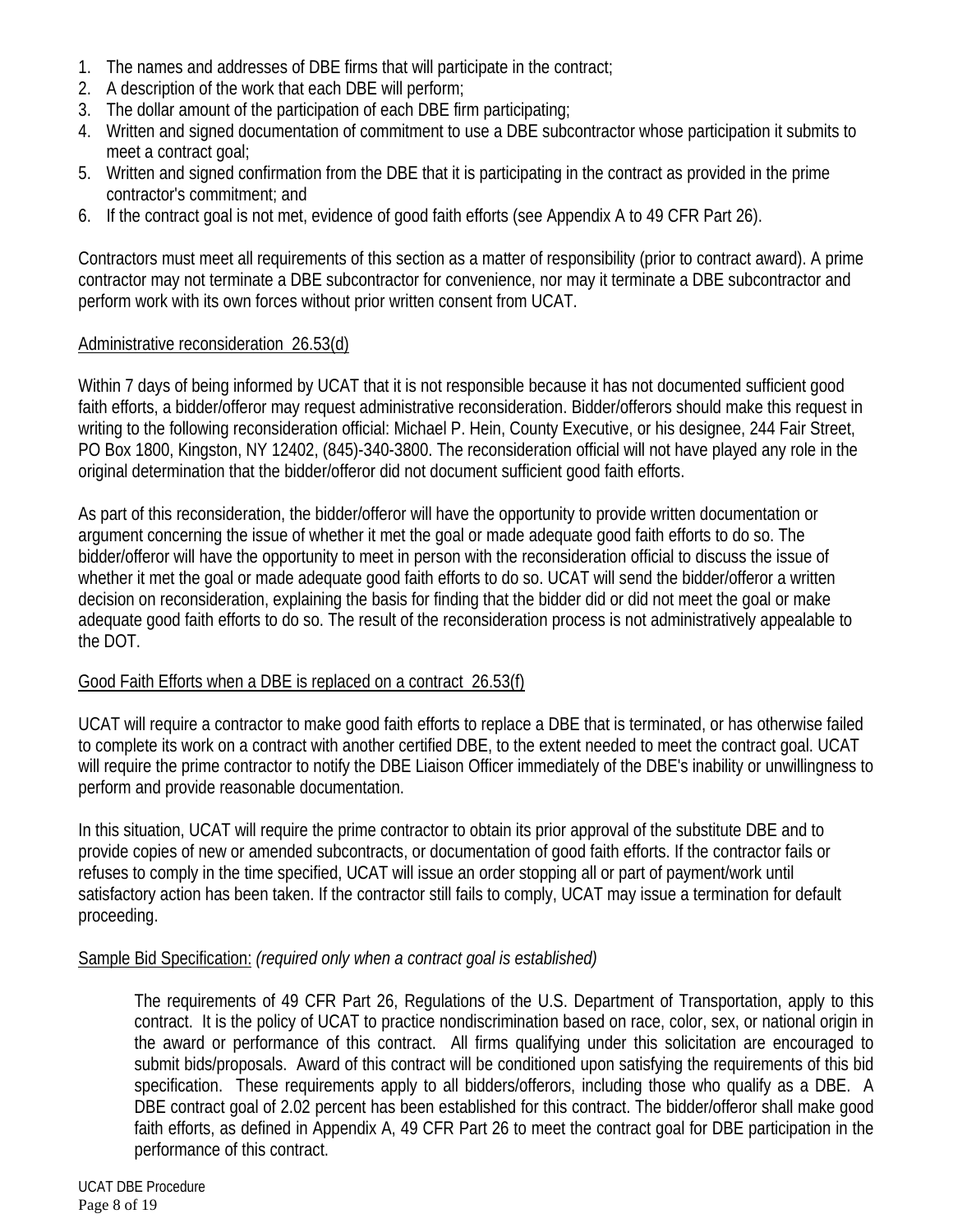1. The names and addresses of DBE firms that will participate in the contract;
2. A description of the work that each DBE will perform;
3. The dollar amount of the participation of each DBE firm participating;
4. Written and signed documentation of commitment to use a DBE subcontractor whose participation it submits to meet a contract goal;
5. Written and signed confirmation from the DBE that it is participating in the contract as provided in the prime contractor's commitment; and
6. If the contract goal is not met, evidence of good faith efforts (see Appendix A to 49 CFR Part 26).

Contractors must meet all requirements of this section as a matter of responsibility (prior to contract award). A prime contractor may not terminate a DBE subcontractor for convenience, nor may it terminate a DBE subcontractor and perform work with its own forces without prior written consent from UCAT.

Administrative reconsideration 26.53(d)

Within 7 days of being informed by UCAT that it is not responsible because it has not documented sufficient good faith efforts, a bidder/offeror may request administrative reconsideration. Bidder/offerors should make this request in writing to the following reconsideration official: Michael P. Hein, County Executive, or his designee, 244 Fair Street, PO Box 1800, Kingston, NY 12402, (845)-340-3800. The reconsideration official will not have played any role in the original determination that the bidder/offeror did not document sufficient good faith efforts.

As part of this reconsideration, the bidder/offeror will have the opportunity to provide written documentation or argument concerning the issue of whether it met the goal or made adequate good faith efforts to do so. The bidder/offeror will have the opportunity to meet in person with the reconsideration official to discuss the issue of whether it met the goal or made adequate good faith efforts to do so. UCAT will send the bidder/offeror a written decision on reconsideration, explaining the basis for finding that the bidder did or did not meet the goal or make adequate good faith efforts to do so. The result of the reconsideration process is not administratively appealable to the DOT.

Good Faith Efforts when a DBE is replaced on a contract 26.53(f)

UCAT will require a contractor to make good faith efforts to replace a DBE that is terminated, or has otherwise failed to complete its work on a contract with another certified DBE, to the extent needed to meet the contract goal. UCAT will require the prime contractor to notify the DBE Liaison Officer immediately of the DBE's inability or unwillingness to perform and provide reasonable documentation.

In this situation, UCAT will require the prime contractor to obtain its prior approval of the substitute DBE and to provide copies of new or amended subcontracts, or documentation of good faith efforts. If the contractor fails or refuses to comply in the time specified, UCAT will issue an order stopping all or part of payment/work until satisfactory action has been taken. If the contractor still fails to comply, UCAT may issue a termination for default proceeding.

Sample Bid Specification: *(required only when a contract goal is established)*

> The requirements of 49 CFR Part 26, Regulations of the U.S. Department of Transportation, apply to this contract. It is the policy of UCAT to practice nondiscrimination based on race, color, sex, or national origin in the award or performance of this contract. All firms qualifying under this solicitation are encouraged to submit bids/proposals. Award of this contract will be conditioned upon satisfying the requirements of this bid specification. These requirements apply to all bidders/offerors, including those who qualify as a DBE. A DBE contract goal of 2.02 percent has been established for this contract. The bidder/offeror shall make good faith efforts, as defined in Appendix A, 49 CFR Part 26 to meet the contract goal for DBE participation in the performance of this contract.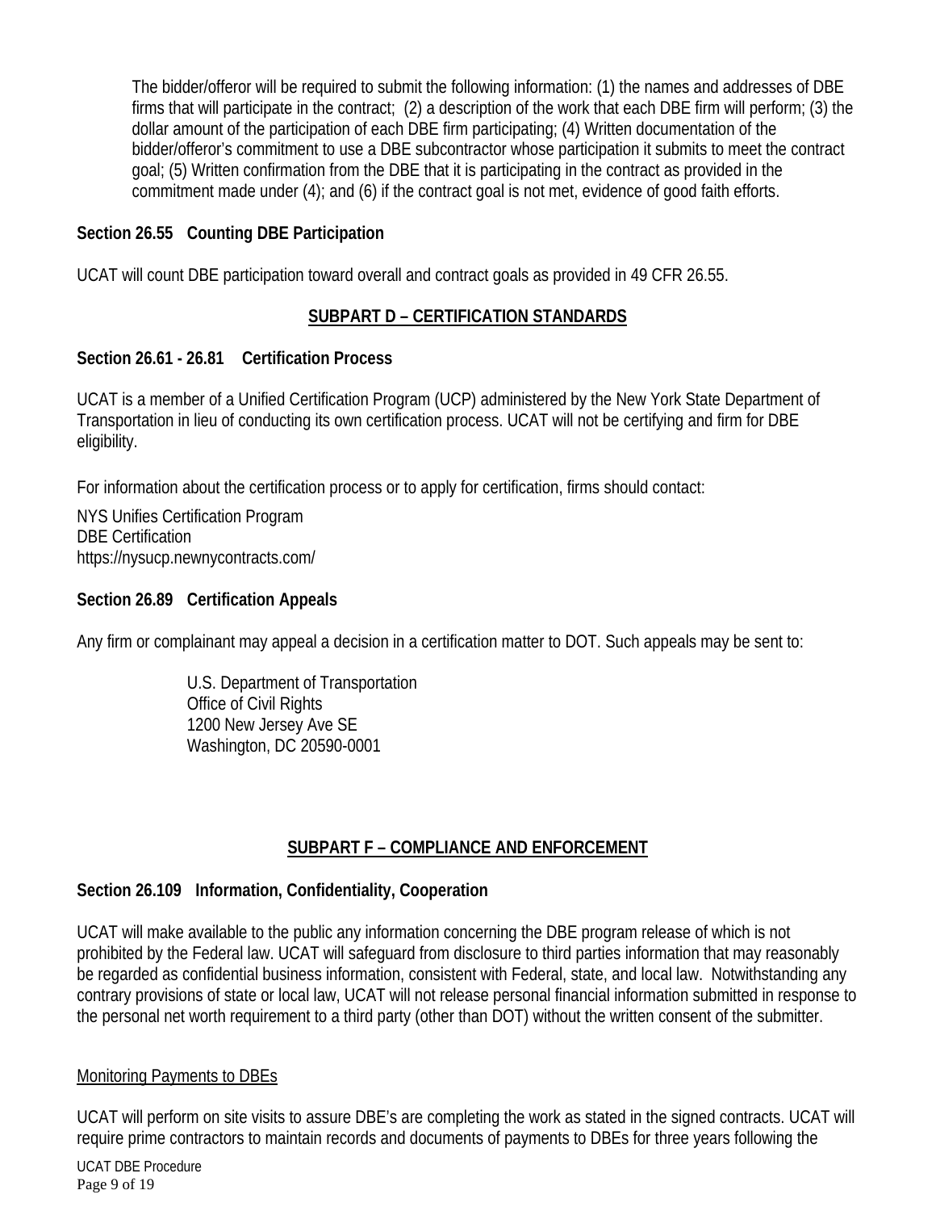The bidder/offeror will be required to submit the following information: (1) the names and addresses of DBE firms that will participate in the contract; (2) a description of the work that each DBE firm will perform; (3) the dollar amount of the participation of each DBE firm participating; (4) Written documentation of the bidder/offeror's commitment to use a DBE subcontractor whose participation it submits to meet the contract goal; (5) Written confirmation from the DBE that it is participating in the contract as provided in the commitment made under (4); and (6) if the contract goal is not met, evidence of good faith efforts.

**Section 26.55 Counting DBE Participation**

UCAT will count DBE participation toward overall and contract goals as provided in 49 CFR 26.55.

## SUBPART D – CERTIFICATION STANDARDS

**Section 26.61 - 26.81 Certification Process**

UCAT is a member of a Unified Certification Program (UCP) administered by the New York State Department of Transportation in lieu of conducting its own certification process. UCAT will not be certifying and firm for DBE eligibility.

For information about the certification process or to apply for certification, firms should contact:

NYS Unifies Certification Program
DBE Certification
https://nysucp.newnycontracts.com/

**Section 26.89 Certification Appeals**

Any firm or complainant may appeal a decision in a certification matter to DOT. Such appeals may be sent to:

> U.S. Department of Transportation
> Office of Civil Rights
> 1200 New Jersey Ave SE
> Washington, DC 20590-0001

## SUBPART F – COMPLIANCE AND ENFORCEMENT

**Section 26.109 Information, Confidentiality, Cooperation**

UCAT will make available to the public any information concerning the DBE program release of which is not prohibited by the Federal law. UCAT will safeguard from disclosure to third parties information that may reasonably be regarded as confidential business information, consistent with Federal, state, and local law. Notwithstanding any contrary provisions of state or local law, UCAT will not release personal financial information submitted in response to the personal net worth requirement to a third party (other than DOT) without the written consent of the submitter.

Monitoring Payments to DBEs

UCAT will perform on site visits to assure DBE's are completing the work as stated in the signed contracts. UCAT will require prime contractors to maintain records and documents of payments to DBEs for three years following the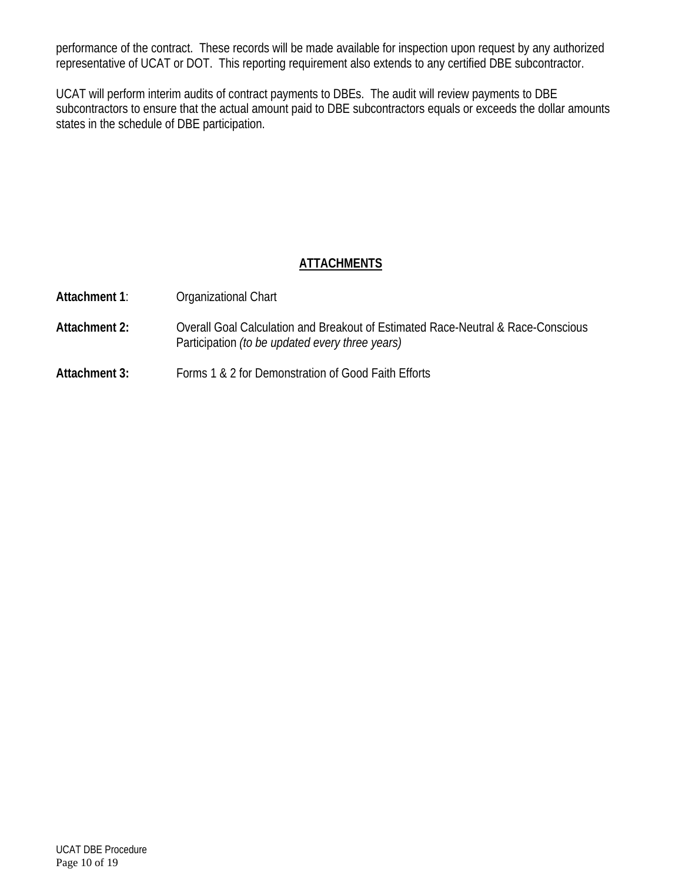performance of the contract. These records will be made available for inspection upon request by any authorized representative of UCAT or DOT. This reporting requirement also extends to any certified DBE subcontractor.

UCAT will perform interim audits of contract payments to DBEs. The audit will review payments to DBE subcontractors to ensure that the actual amount paid to DBE subcontractors equals or exceeds the dollar amounts states in the schedule of DBE participation.

## ATTACHMENTS

**Attachment 1**: Organizational Chart

**Attachment 2:** Overall Goal Calculation and Breakout of Estimated Race-Neutral & Race-Conscious Participation *(to be updated every three years)*

**Attachment 3:** Forms 1 & 2 for Demonstration of Good Faith Efforts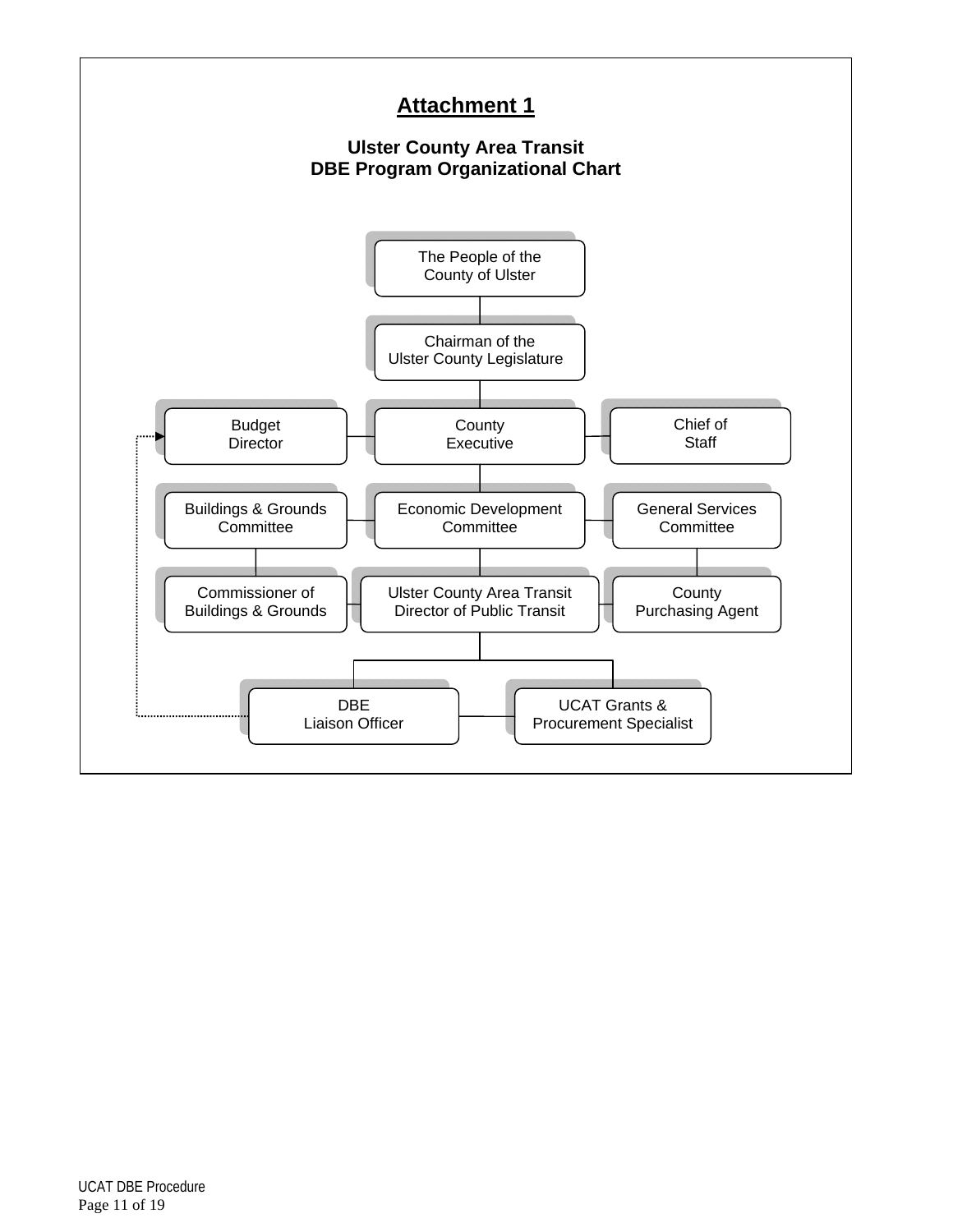# Attachment 1

## Ulster County Area Transit
## DBE Program Organizational Chart

The People of the County of Ulster

Chairman of the Ulster County Legislature

Budget Director

County Executive

Chief of Staff

Buildings & Grounds Committee

Economic Development Committee

General Services Committee

Commissioner of Buildings & Grounds

Ulster County Area Transit Director of Public Transit

County Purchasing Agent

DBE Liaison Officer

UCAT Grants & Procurement Specialist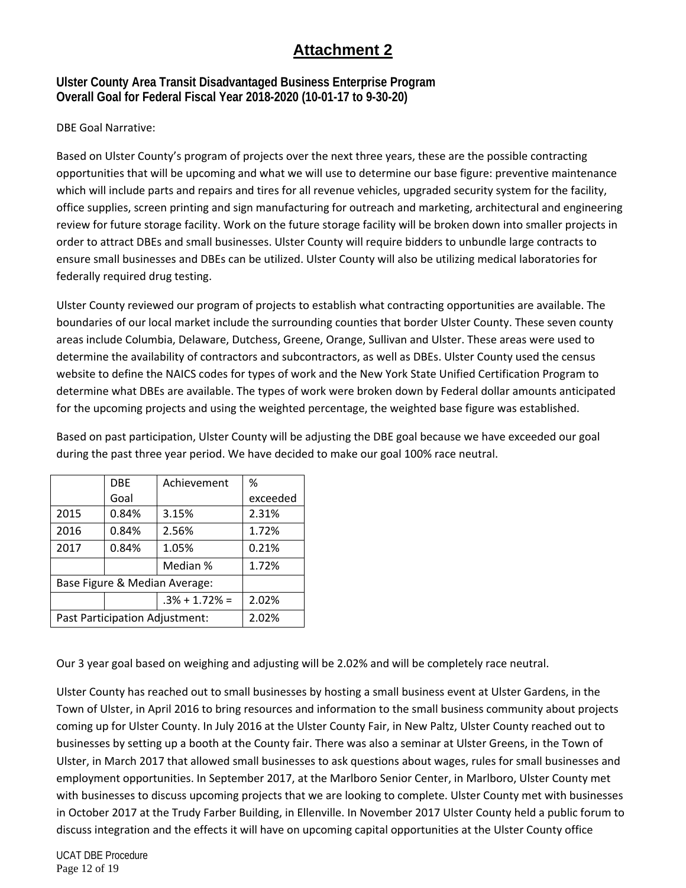# Attachment 2

**Ulster County Area Transit Disadvantaged Business Enterprise Program**
**Overall Goal for Federal Fiscal Year 2018-2020 (10-01-17 to 9-30-20)**

DBE Goal Narrative:

Based on Ulster County's program of projects over the next three years, these are the possible contracting opportunities that will be upcoming and what we will use to determine our base figure: preventive maintenance which will include parts and repairs and tires for all revenue vehicles, upgraded security system for the facility, office supplies, screen printing and sign manufacturing for outreach and marketing, architectural and engineering review for future storage facility. Work on the future storage facility will be broken down into smaller projects in order to attract DBEs and small businesses. Ulster County will require bidders to unbundle large contracts to ensure small businesses and DBEs can be utilized. Ulster County will also be utilizing medical laboratories for federally required drug testing.

Ulster County reviewed our program of projects to establish what contracting opportunities are available. The boundaries of our local market include the surrounding counties that border Ulster County. These seven county areas include Columbia, Delaware, Dutchess, Greene, Orange, Sullivan and Ulster. These areas were used to determine the availability of contractors and subcontractors, as well as DBEs. Ulster County used the census website to define the NAICS codes for types of work and the New York State Unified Certification Program to determine what DBEs are available. The types of work were broken down by Federal dollar amounts anticipated for the upcoming projects and using the weighted percentage, the weighted base figure was established.

Based on past participation, Ulster County will be adjusting the DBE goal because we have exceeded our goal during the past three year period. We have decided to make our goal 100% race neutral.

| | DBE Goal | Achievement | % exceeded |
|---|---|---|---|
| 2015 | 0.84% | 3.15% | 2.31% |
| 2016 | 0.84% | 2.56% | 1.72% |
| 2017 | 0.84% | 1.05% | 0.21% |
| | | Median % | 1.72% |
| Base Figure & Median Average: | | | |
| | | .3% + 1.72% = | 2.02% |
| Past Participation Adjustment: | | | 2.02% |

Our 3 year goal based on weighing and adjusting will be 2.02% and will be completely race neutral.

Ulster County has reached out to small businesses by hosting a small business event at Ulster Gardens, in the Town of Ulster, in April 2016 to bring resources and information to the small business community about projects coming up for Ulster County. In July 2016 at the Ulster County Fair, in New Paltz, Ulster County reached out to businesses by setting up a booth at the County fair. There was also a seminar at Ulster Greens, in the Town of Ulster, in March 2017 that allowed small businesses to ask questions about wages, rules for small businesses and employment opportunities. In September 2017, at the Marlboro Senior Center, in Marlboro, Ulster County met with businesses to discuss upcoming projects that we are looking to complete. Ulster County met with businesses in October 2017 at the Trudy Farber Building, in Ellenville. In November 2017 Ulster County held a public forum to discuss integration and the effects it will have on upcoming capital opportunities at the Ulster County office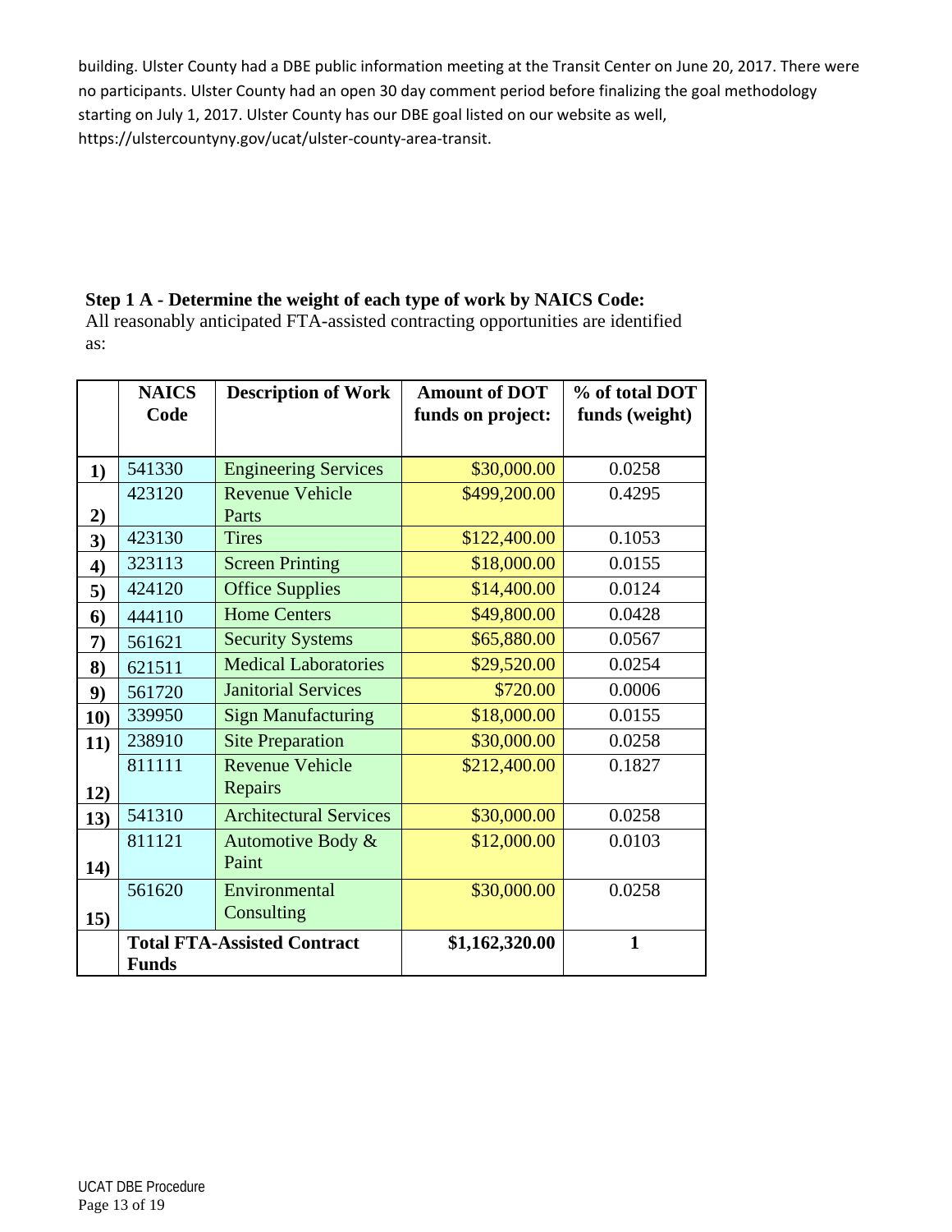building. Ulster County had a DBE public information meeting at the Transit Center on June 20, 2017. There were no participants. Ulster County had an open 30 day comment period before finalizing the goal methodology starting on July 1, 2017. Ulster County has our DBE goal listed on our website as well, https://ulstercountyny.gov/ucat/ulster-county-area-transit.

**Step 1 A - Determine the weight of each type of work by NAICS Code:**
All reasonably anticipated FTA-assisted contracting opportunities are identified as:

| | NAICS Code | Description of Work | Amount of DOT funds on project: | % of total DOT funds (weight) |
|---|---|---|---|---|
| **1)** | 541330 | Engineering Services | $30,000.00 | 0.0258 |
| **2)** | 423120 | Revenue Vehicle Parts | $499,200.00 | 0.4295 |
| **3)** | 423130 | Tires | $122,400.00 | 0.1053 |
| **4)** | 323113 | Screen Printing | $18,000.00 | 0.0155 |
| **5)** | 424120 | Office Supplies | $14,400.00 | 0.0124 |
| **6)** | 444110 | Home Centers | $49,800.00 | 0.0428 |
| **7)** | 561621 | Security Systems | $65,880.00 | 0.0567 |
| **8)** | 621511 | Medical Laboratories | $29,520.00 | 0.0254 |
| **9)** | 561720 | Janitorial Services | $720.00 | 0.0006 |
| **10)** | 339950 | Sign Manufacturing | $18,000.00 | 0.0155 |
| **11)** | 238910 | Site Preparation | $30,000.00 | 0.0258 |
| **12)** | 811111 | Revenue Vehicle Repairs | $212,400.00 | 0.1827 |
| **13)** | 541310 | Architectural Services | $30,000.00 | 0.0258 |
| **14)** | 811121 | Automotive Body & Paint | $12,000.00 | 0.0103 |
| **15)** | 561620 | Environmental Consulting | $30,000.00 | 0.0258 |
| | **Total FTA-Assisted Contract Funds** | | **$1,162,320.00** | **1** |

UCAT DBE Procedure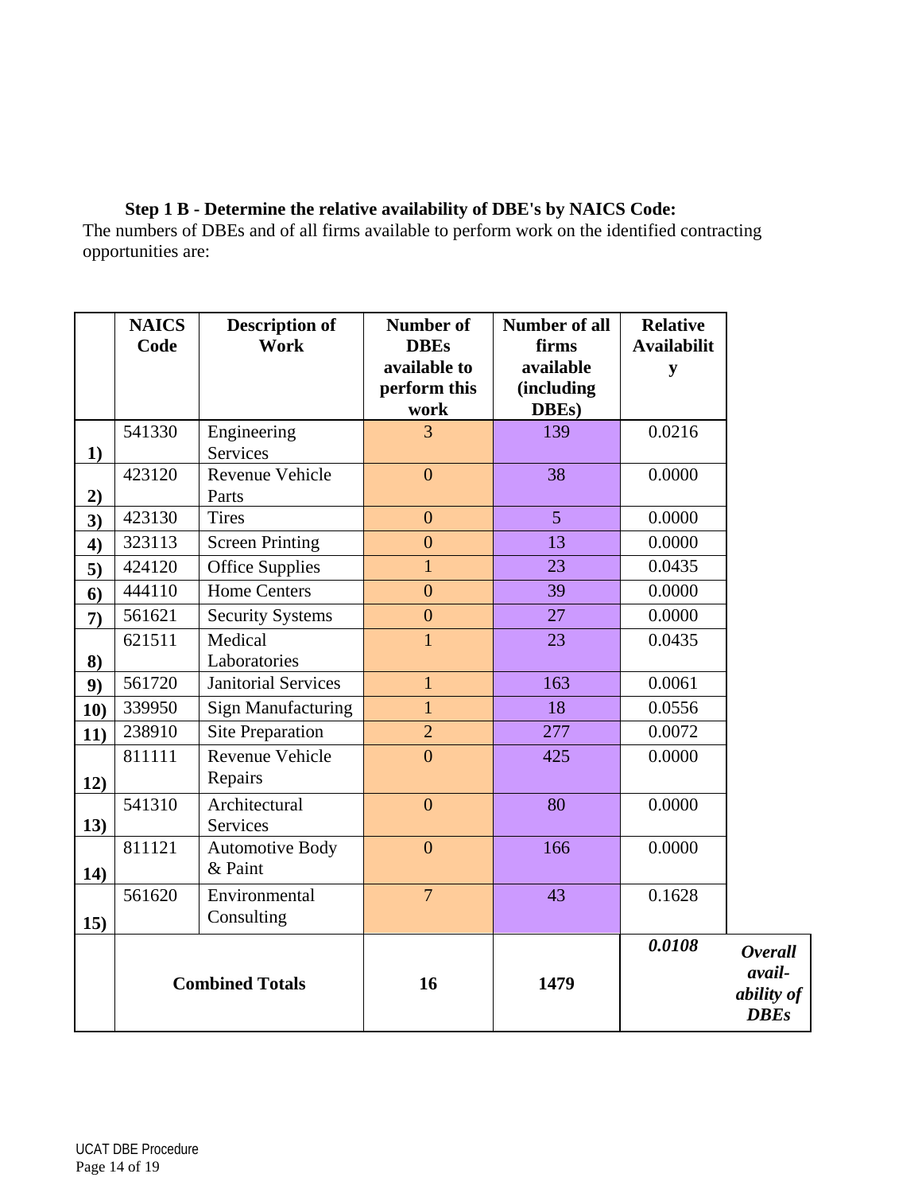### Step 1 B - Determine the relative availability of DBE's by NAICS Code:

The numbers of DBEs and of all firms available to perform work on the identified contracting opportunities are:

| | NAICS Code | Description of Work | Number of DBEs available to perform this work | Number of all firms available (including DBEs) | Relative Availability | |
|---|---|---|---|---|---|---|
| **1)** | 541330 | Engineering Services | 3 | 139 | 0.0216 | |
| **2)** | 423120 | Revenue Vehicle Parts | 0 | 38 | 0.0000 | |
| **3)** | 423130 | Tires | 0 | 5 | 0.0000 | |
| **4)** | 323113 | Screen Printing | 0 | 13 | 0.0000 | |
| **5)** | 424120 | Office Supplies | 1 | 23 | 0.0435 | |
| **6)** | 444110 | Home Centers | 0 | 39 | 0.0000 | |
| **7)** | 561621 | Security Systems | 0 | 27 | 0.0000 | |
| **8)** | 621511 | Medical Laboratories | 1 | 23 | 0.0435 | |
| **9)** | 561720 | Janitorial Services | 1 | 163 | 0.0061 | |
| **10)** | 339950 | Sign Manufacturing | 1 | 18 | 0.0556 | |
| **11)** | 238910 | Site Preparation | 2 | 277 | 0.0072 | |
| **12)** | 811111 | Revenue Vehicle Repairs | 0 | 425 | 0.0000 | |
| **13)** | 541310 | Architectural Services | 0 | 80 | 0.0000 | |
| **14)** | 811121 | Automotive Body & Paint | 0 | 166 | 0.0000 | |
| **15)** | 561620 | Environmental Consulting | 7 | 43 | 0.1628 | |
| | **Combined Totals** | | **16** | **1479** | ***0.0108*** | ***Overall availability of DBEs*** |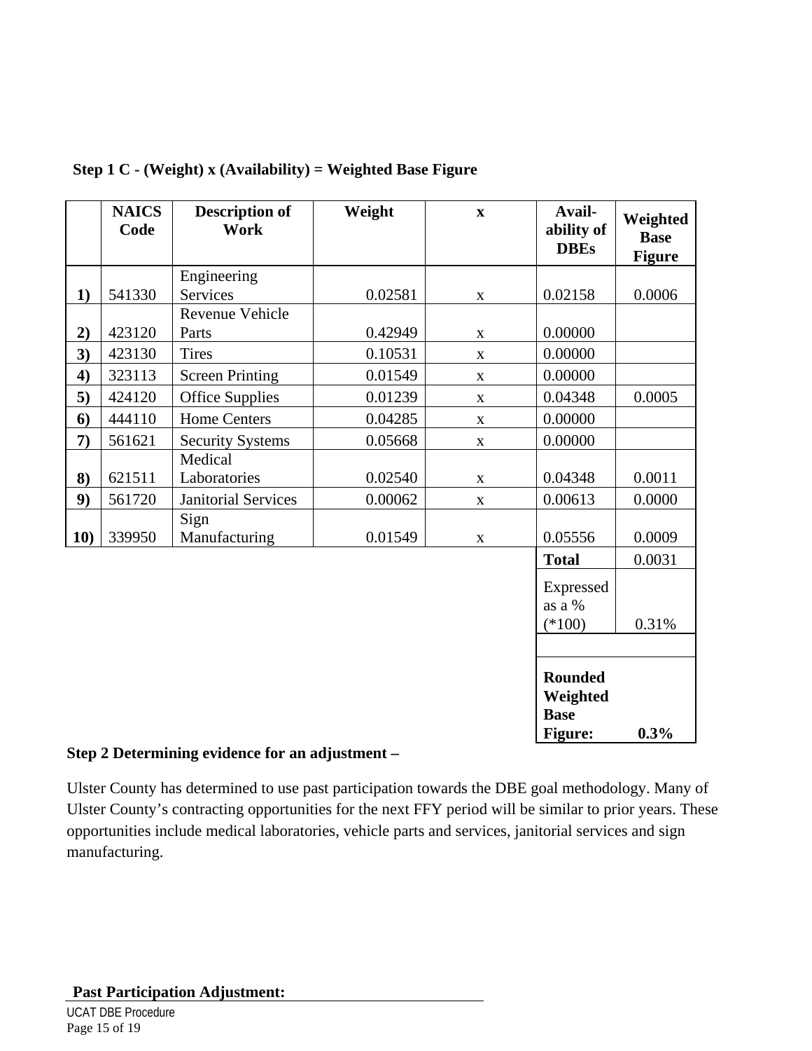**Step 1 C - (Weight) x (Availability) = Weighted Base Figure**

| | NAICS Code | Description of Work | Weight | x | Avail-ability of DBEs | Weighted Base Figure |
|---|---|---|---|---|---|---|
| **1)** | 541330 | Engineering Services | 0.02581 | x | 0.02158 | 0.0006 |
| **2)** | 423120 | Revenue Vehicle Parts | 0.42949 | x | 0.00000 | |
| **3)** | 423130 | Tires | 0.10531 | x | 0.00000 | |
| **4)** | 323113 | Screen Printing | 0.01549 | x | 0.00000 | |
| **5)** | 424120 | Office Supplies | 0.01239 | x | 0.04348 | 0.0005 |
| **6)** | 444110 | Home Centers | 0.04285 | x | 0.00000 | |
| **7)** | 561621 | Security Systems | 0.05668 | x | 0.00000 | |
| **8)** | 621511 | Medical Laboratories | 0.02540 | x | 0.04348 | 0.0011 |
| **9)** | 561720 | Janitorial Services | 0.00062 | x | 0.00613 | 0.0000 |
| **10)** | 339950 | Sign Manufacturing | 0.01549 | x | 0.05556 | 0.0009 |
| | | | | | **Total** | 0.0031 |
| | | | | | Expressed as a % (*100) | 0.31% |
| | | | | | | |
| | | | | | **Rounded Weighted Base Figure:** | **0.3%** |

**Step 2 Determining evidence for an adjustment –**

Ulster County has determined to use past participation towards the DBE goal methodology. Many of Ulster County's contracting opportunities for the next FFY period will be similar to prior years. These opportunities include medical laboratories, vehicle parts and services, janitorial services and sign manufacturing.

**Past Participation Adjustment:**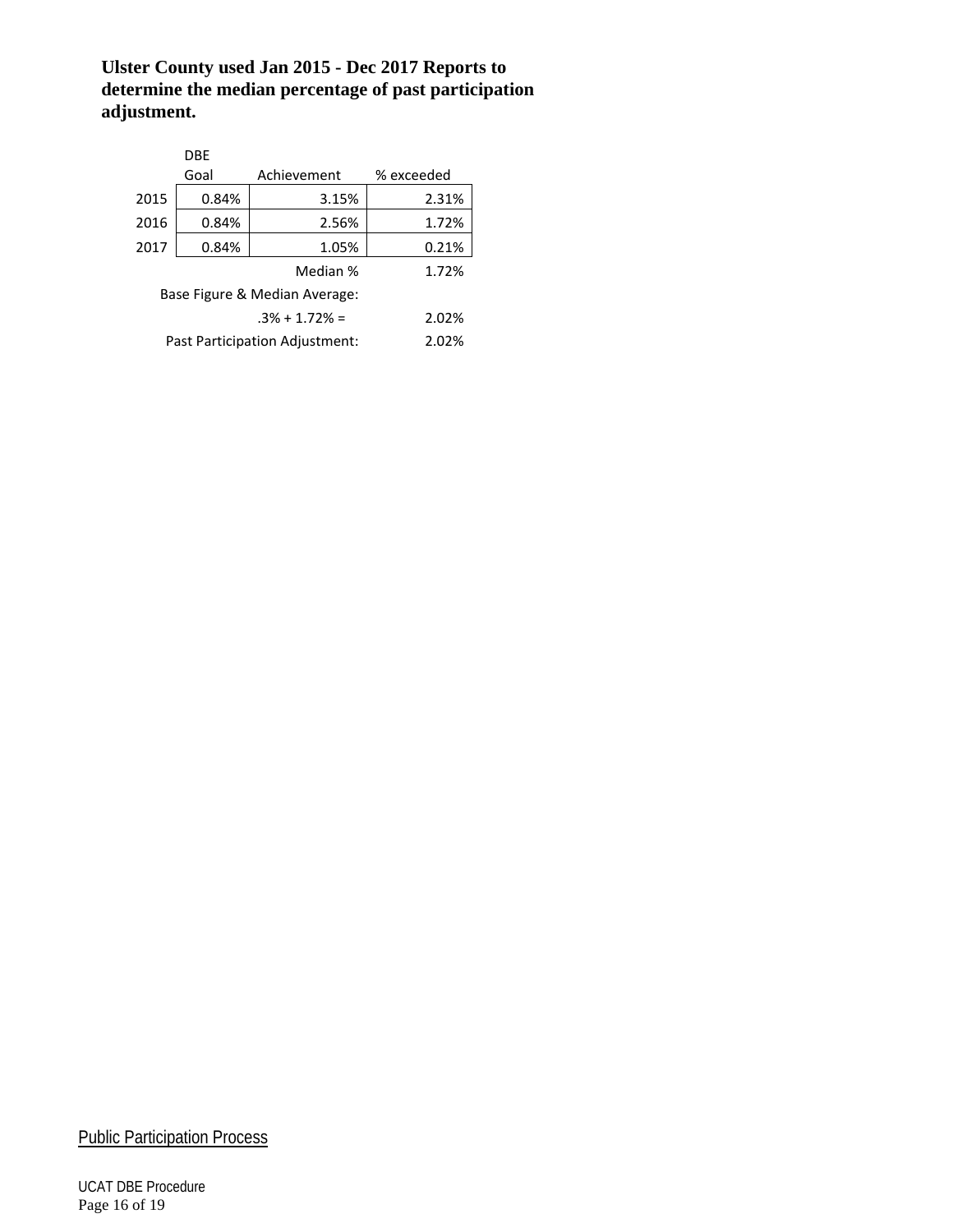**Ulster County used Jan 2015 - Dec 2017 Reports to determine the median percentage of past participation adjustment.**

| | DBE Goal | Achievement | % exceeded |
|---|---|---|---|
| 2015 | 0.84% | 3.15% | 2.31% |
| 2016 | 0.84% | 2.56% | 1.72% |
| 2017 | 0.84% | 1.05% | 0.21% |
| | | Median % | 1.72% |
| | Base Figure & Median Average: | | |
| | | .3% + 1.72% = | 2.02% |
| | Past Participation Adjustment: | | 2.02% |

Public Participation Process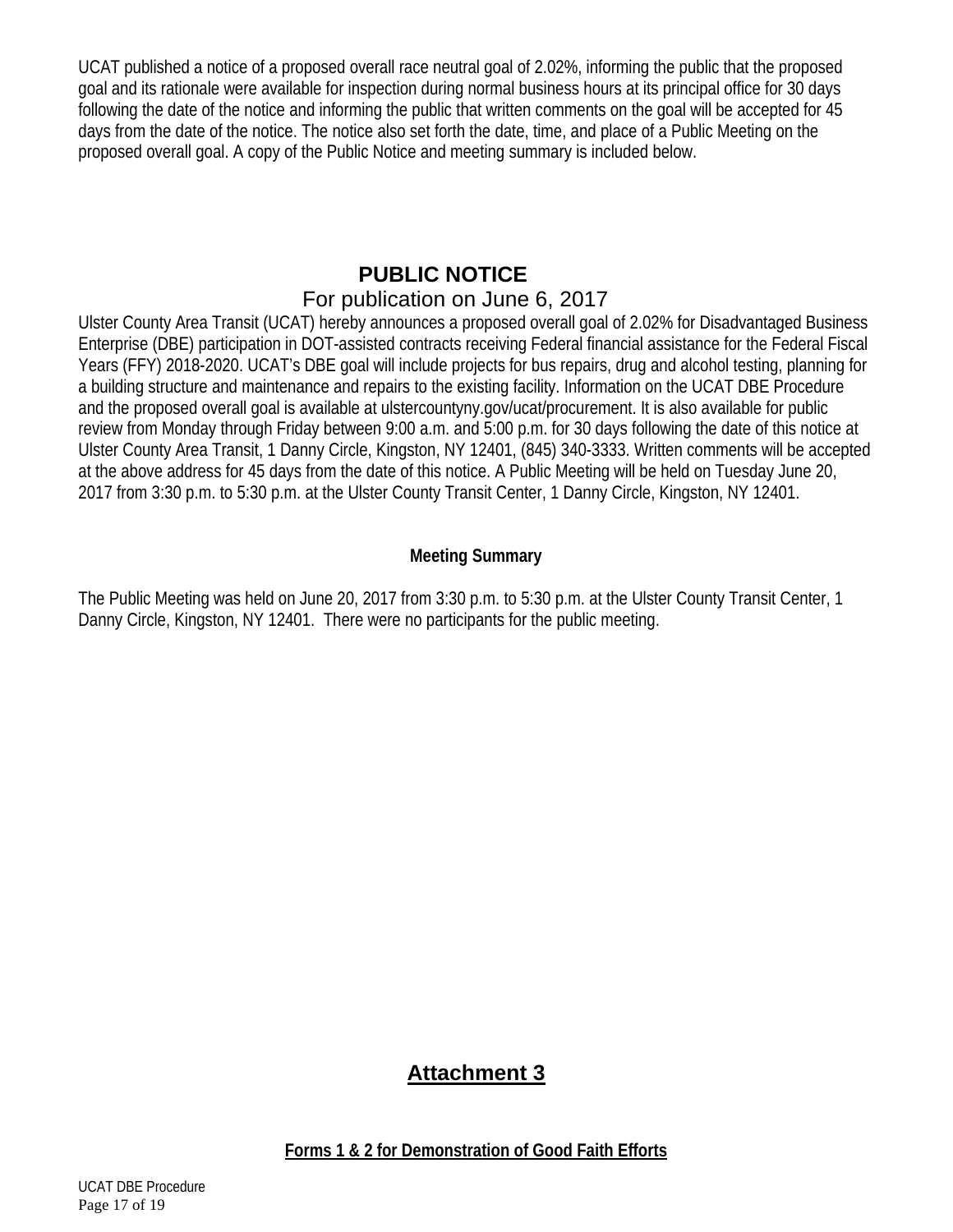UCAT published a notice of a proposed overall race neutral goal of 2.02%, informing the public that the proposed goal and its rationale were available for inspection during normal business hours at its principal office for 30 days following the date of the notice and informing the public that written comments on the goal will be accepted for 45 days from the date of the notice. The notice also set forth the date, time, and place of a Public Meeting on the proposed overall goal. A copy of the Public Notice and meeting summary is included below.

## PUBLIC NOTICE

For publication on June 6, 2017

Ulster County Area Transit (UCAT) hereby announces a proposed overall goal of 2.02% for Disadvantaged Business Enterprise (DBE) participation in DOT-assisted contracts receiving Federal financial assistance for the Federal Fiscal Years (FFY) 2018-2020. UCAT's DBE goal will include projects for bus repairs, drug and alcohol testing, planning for a building structure and maintenance and repairs to the existing facility. Information on the UCAT DBE Procedure and the proposed overall goal is available at ulstercountyny.gov/ucat/procurement. It is also available for public review from Monday through Friday between 9:00 a.m. and 5:00 p.m. for 30 days following the date of this notice at Ulster County Area Transit, 1 Danny Circle, Kingston, NY 12401, (845) 340-3333. Written comments will be accepted at the above address for 45 days from the date of this notice. A Public Meeting will be held on Tuesday June 20, 2017 from 3:30 p.m. to 5:30 p.m. at the Ulster County Transit Center, 1 Danny Circle, Kingston, NY 12401.

**Meeting Summary**

The Public Meeting was held on June 20, 2017 from 3:30 p.m. to 5:30 p.m. at the Ulster County Transit Center, 1 Danny Circle, Kingston, NY 12401. There were no participants for the public meeting.

## Attachment 3

**Forms 1 & 2 for Demonstration of Good Faith Efforts**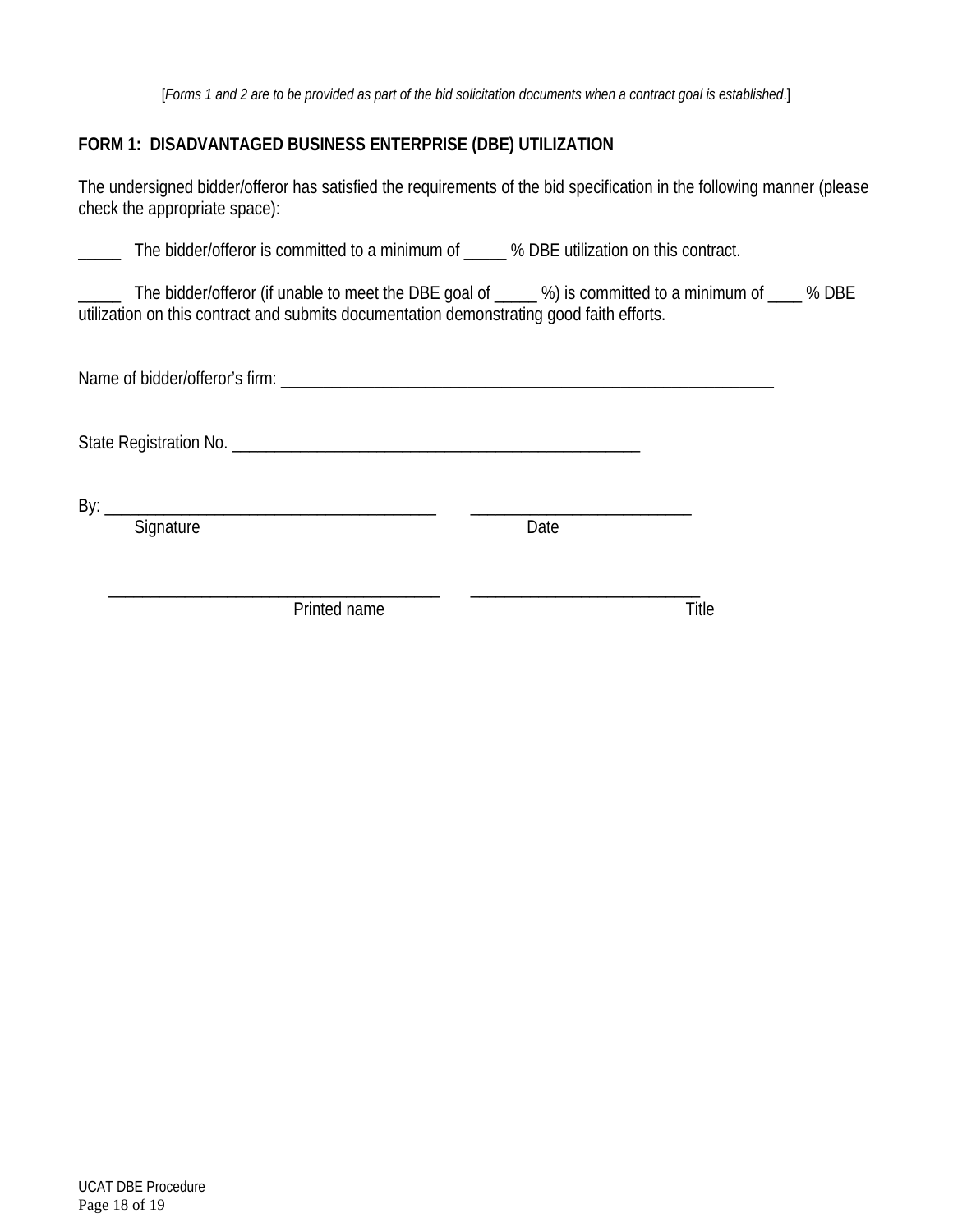[*Forms 1 and 2 are to be provided as part of the bid solicitation documents when a contract goal is established*.]

**FORM 1: DISADVANTAGED BUSINESS ENTERPRISE (DBE) UTILIZATION**

The undersigned bidder/offeror has satisfied the requirements of the bid specification in the following manner (please check the appropriate space):

_____ The bidder/offeror is committed to a minimum of _____ % DBE utilization on this contract.

_____ The bidder/offeror (if unable to meet the DBE goal of _____ %) is committed to a minimum of ____ % DBE utilization on this contract and submits documentation demonstrating good faith efforts.

Name of bidder/offeror's firm: ____________________________________________________________

State Registration No. __________________________________________________

By: ________________________________________ __________________________
Signature Date

________________________________________ ___________________________
Printed name Title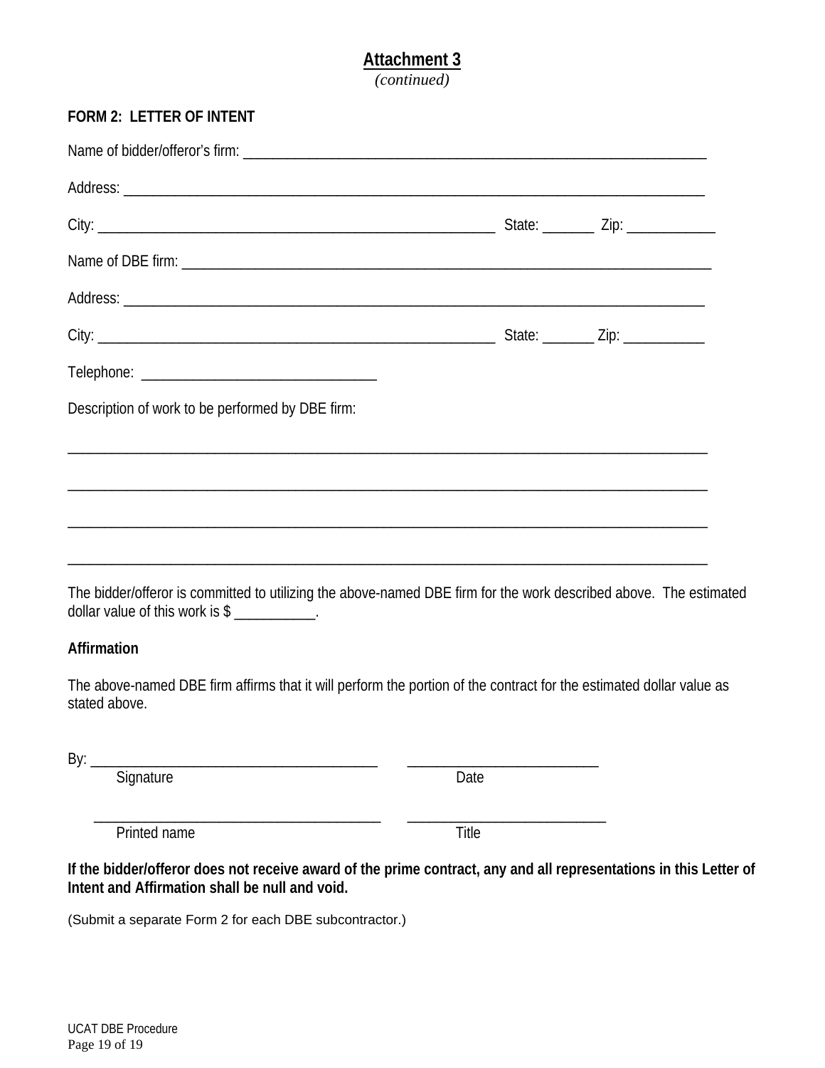## Attachment 3

*(continued)*

**FORM 2: LETTER OF INTENT**

Name of bidder/offeror's firm: ___________________________________________________________

Address: ______________________________________________________________________________

City: ___________________________________________________ State: _______ Zip: ____________

Name of DBE firm: ____________________________________________________________________

Address: ______________________________________________________________________________

City: ___________________________________________________ State: _______ Zip: ___________

Telephone: _______________________________

Description of work to be performed by DBE firm:

_______________________________________________________________________________________

_______________________________________________________________________________________

_______________________________________________________________________________________

_______________________________________________________________________________________

The bidder/offeror is committed to utilizing the above-named DBE firm for the work described above. The estimated dollar value of this work is $ ___________.

**Affirmation**

The above-named DBE firm affirms that it will perform the portion of the contract for the estimated dollar value as stated above.

By: ____________________________________ ________________________
Signature Date

____________________________________ ________________________
Printed name Title

**If the bidder/offeror does not receive award of the prime contract, any and all representations in this Letter of Intent and Affirmation shall be null and void.**

(Submit a separate Form 2 for each DBE subcontractor.)